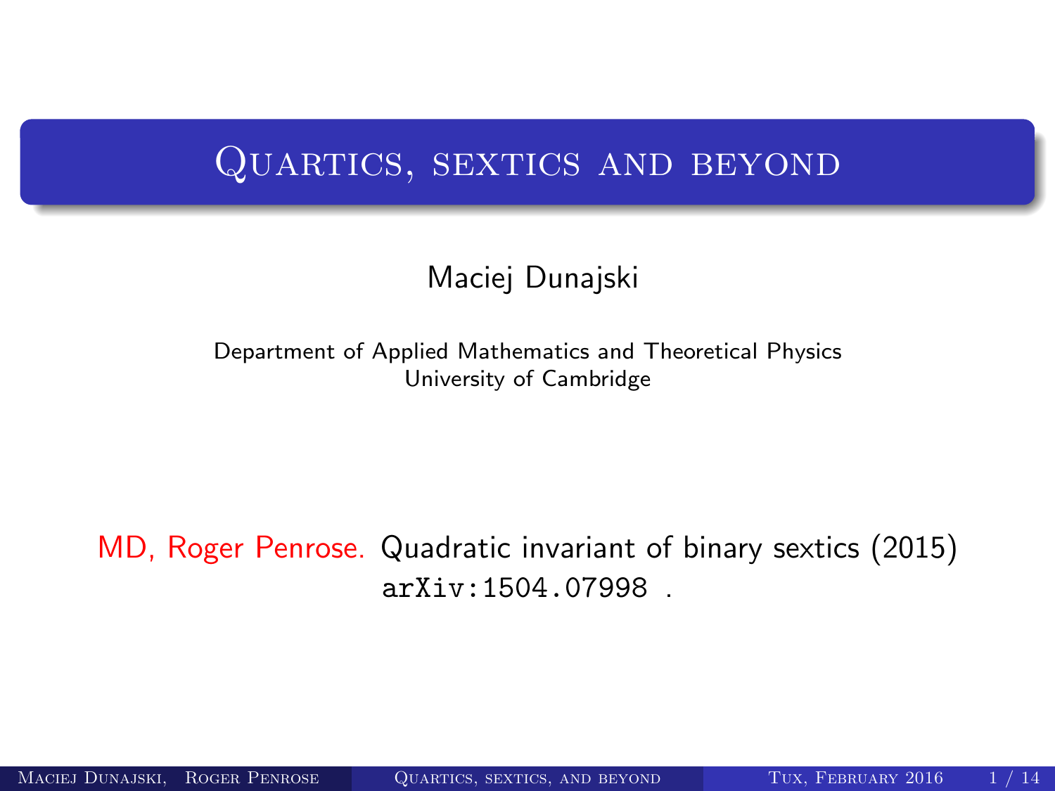# Quartics, sextics and beyond

Maciej Dunajski

Department of Applied Mathematics and Theoretical Physics
University of Cambridge

MD, Roger Penrose. Quadratic invariant of binary sextics (2015) `arXiv:1504.07998` .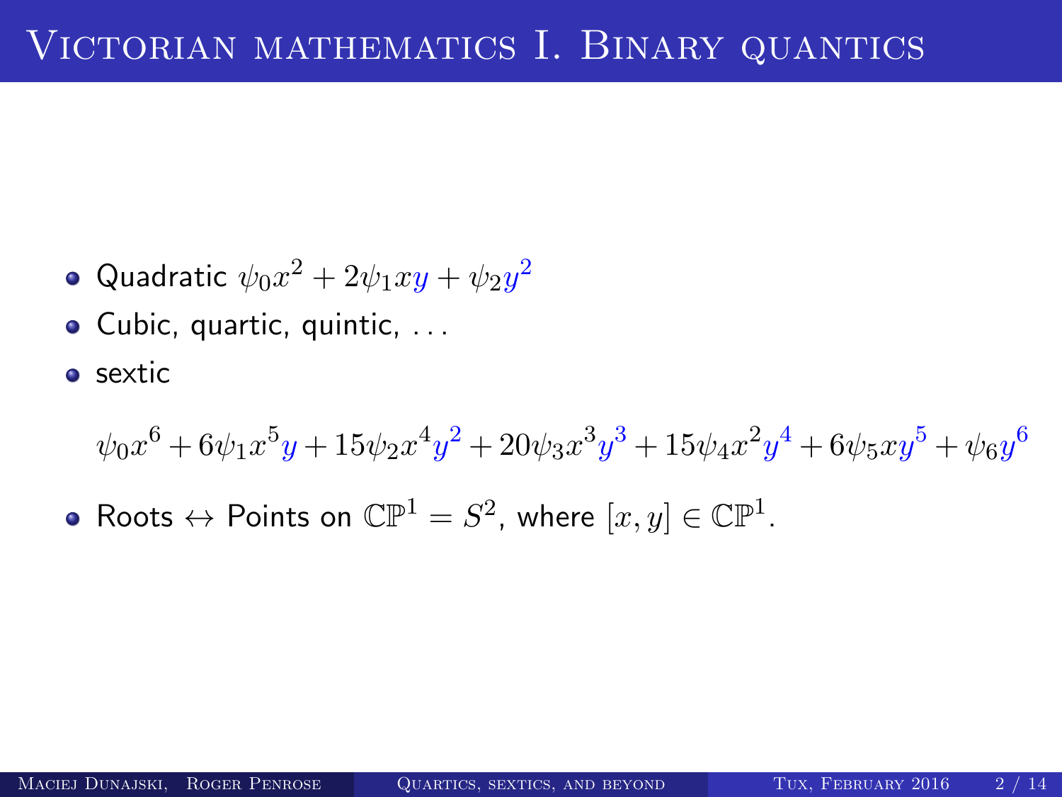# Victorian mathematics I. Binary quantics

- Quadratic $\psi_0 x^2 + 2\psi_1 xy + \psi_2 y^2$
- Cubic, quartic, quintic, ...
- sextic

$$\psi_0 x^6 + 6\psi_1 x^5 y + 15\psi_2 x^4 y^2 + 20\psi_3 x^3 y^3 + 15\psi_4 x^2 y^4 + 6\psi_5 x y^5 + \psi_6 y^6$$

- Roots $\leftrightarrow$ Points on $\mathbb{CP}^1 = S^2$, where $[x, y] \in \mathbb{CP}^1$.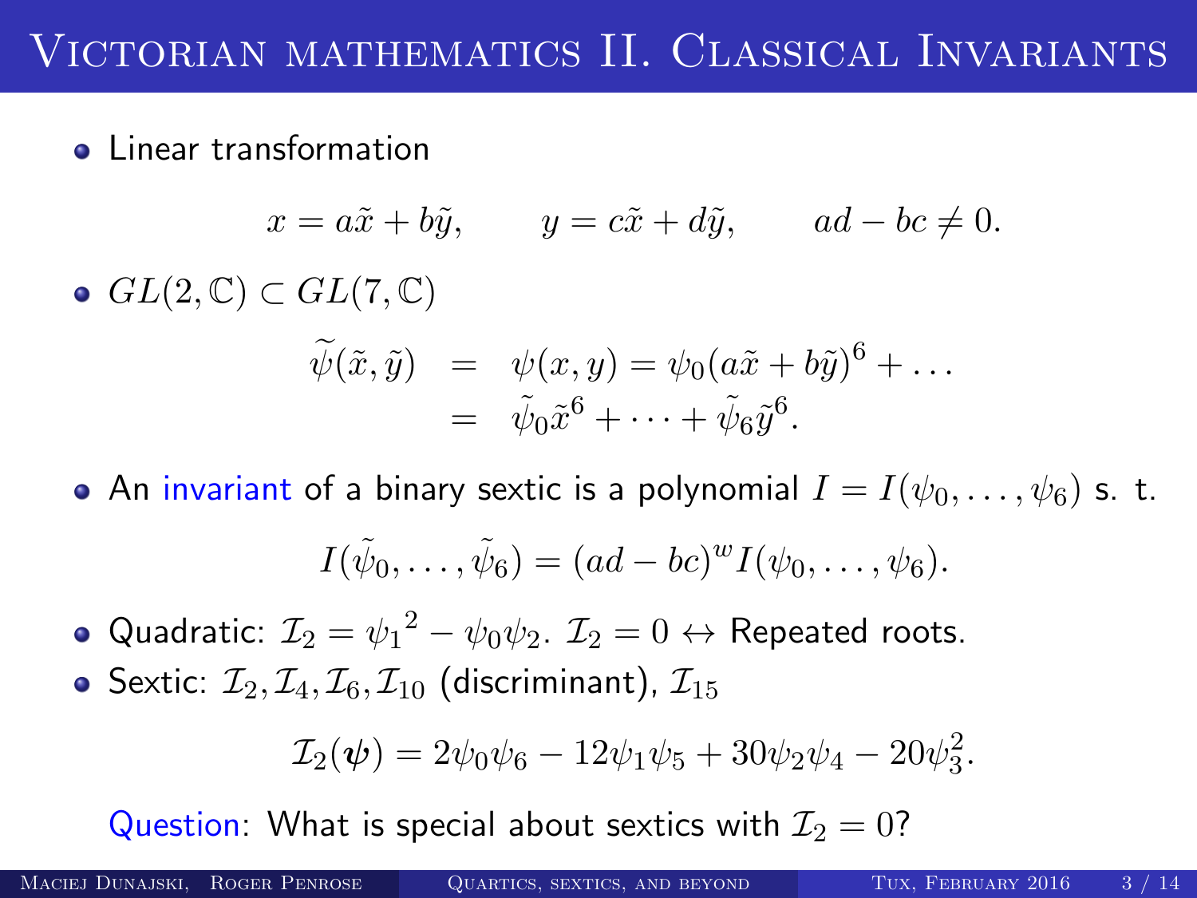# Victorian mathematics II. Classical Invariants

- Linear transformation

$$x = a\tilde{x} + b\tilde{y}, \qquad y = c\tilde{x} + d\tilde{y}, \qquad ad - bc \neq 0.$$

- $GL(2, \mathbb{C}) \subset GL(7, \mathbb{C})$

$$\begin{aligned} \widetilde{\psi}(\tilde{x}, \tilde{y}) &= \psi(x, y) = \psi_0(a\tilde{x} + b\tilde{y})^6 + \dots \\ &= \tilde{\psi}_0 \tilde{x}^6 + \dots + \tilde{\psi}_6 \tilde{y}^6. \end{aligned}$$

- An invariant of a binary sextic is a polynomial $I = I(\psi_0, \dots, \psi_6)$ s. t.

$$I(\tilde{\psi}_0, \dots, \tilde{\psi}_6) = (ad - bc)^w I(\psi_0, \dots, \psi_6).$$

- Quadratic: $\mathcal{I}_2 = {\psi_1}^2 - \psi_0\psi_2$. $\mathcal{I}_2 = 0 \leftrightarrow$ Repeated roots.
- Sextic: $\mathcal{I}_2, \mathcal{I}_4, \mathcal{I}_6, \mathcal{I}_{10}$ (discriminant), $\mathcal{I}_{15}$

$$\mathcal{I}_2(\boldsymbol{\psi}) = 2\psi_0\psi_6 - 12\psi_1\psi_5 + 30\psi_2\psi_4 - 20\psi_3^2.$$

Question: What is special about sextics with $\mathcal{I}_2 = 0$?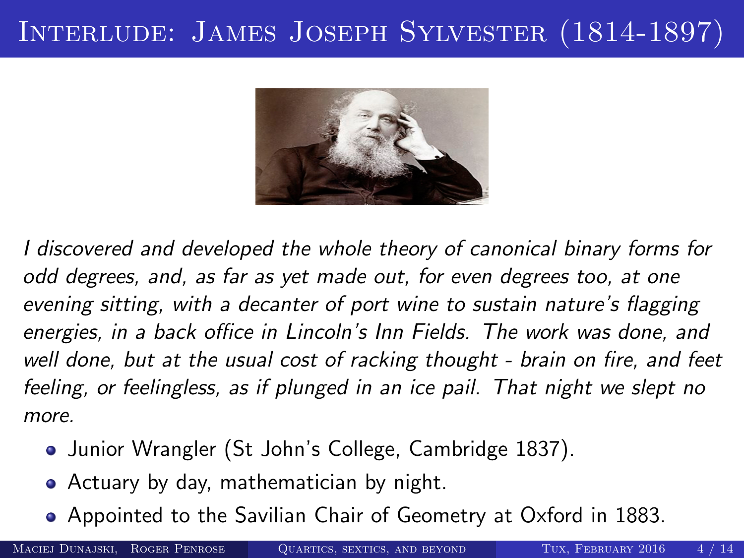# Interlude: James Joseph Sylvester (1814-1897)

*I discovered and developed the whole theory of canonical binary forms for odd degrees, and, as far as yet made out, for even degrees too, at one evening sitting, with a decanter of port wine to sustain nature's flagging energies, in a back office in Lincoln's Inn Fields. The work was done, and well done, but at the usual cost of racking thought - brain on fire, and feet feeling, or feelingless, as if plunged in an ice pail. That night we slept no more.*

- Junior Wrangler (St John's College, Cambridge 1837).
- Actuary by day, mathematician by night.
- Appointed to the Savilian Chair of Geometry at Oxford in 1883.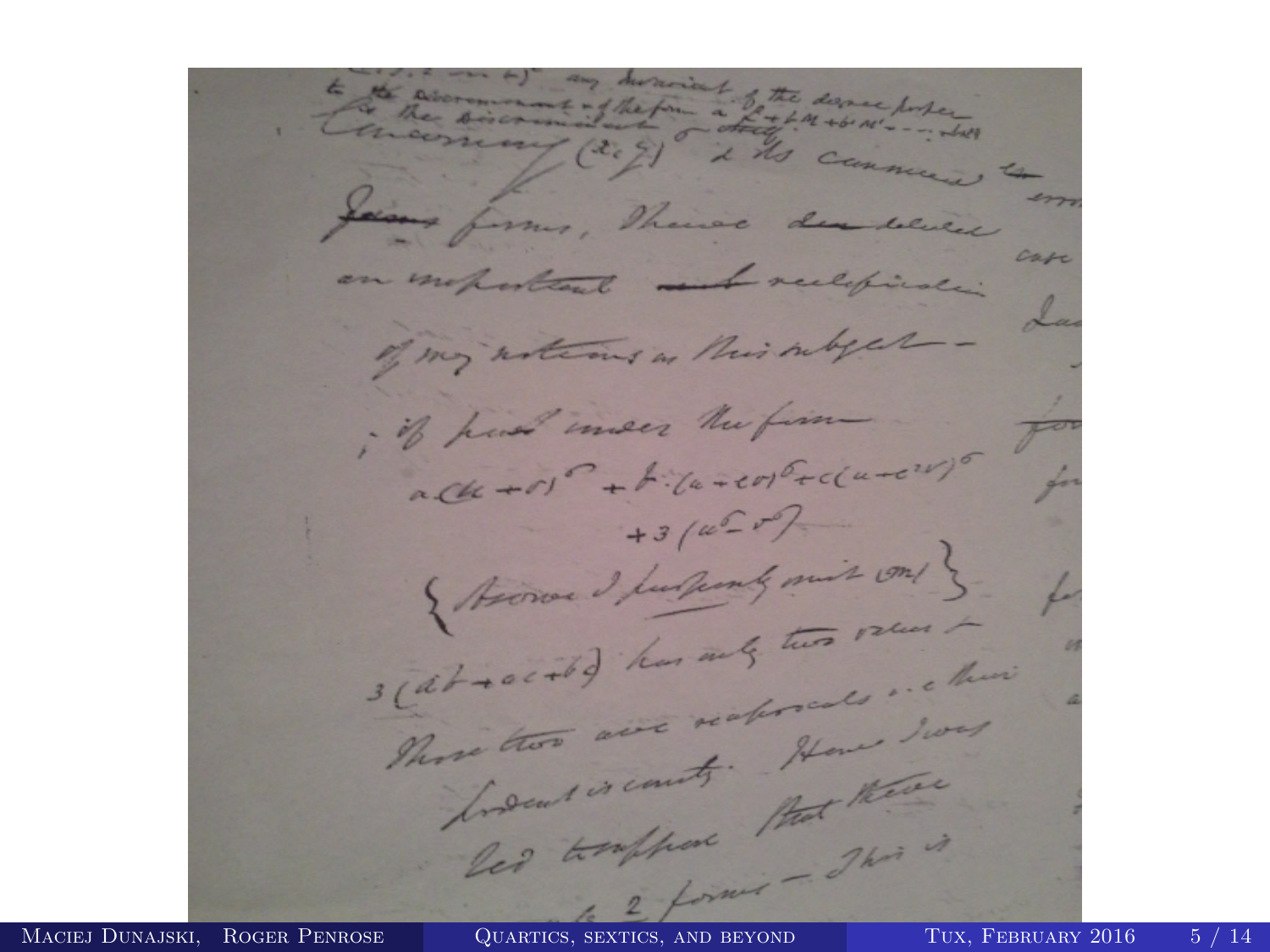... any invariant of the degree proper to the discriminant of the form ...

... concerning $(x, y)$ & its connexion to

Jacobi forms. Thence deduced

an important and remarkable

of my notions on this subject —

; it put under the form

$$a(u+v)^6 + b(u+\epsilon v)^6 + c(u+\epsilon^2 v)^6 + 3(u^6 - v^6)$$

{Aronhold perfectly makes out}

$3(ab+ac+bc)$ has only two values &

those two are reciprocals i.e. their

product is unity. Hence I was

led to suppose that there

... 2 forms — This is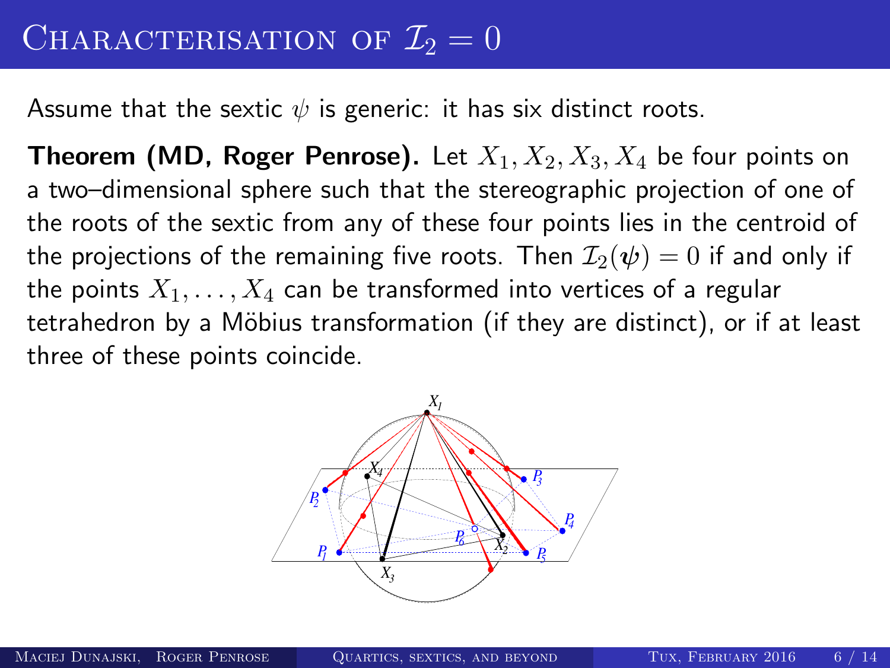# Characterisation of $\mathcal{I}_2 = 0$

Assume that the sextic $\psi$ is generic: it has six distinct roots.

**Theorem (MD, Roger Penrose).** Let $X_1, X_2, X_3, X_4$ be four points on a two–dimensional sphere such that the stereographic projection of one of the roots of the sextic from any of these four points lies in the centroid of the projections of the remaining five roots. Then $\mathcal{I}_2(\boldsymbol{\psi}) = 0$ if and only if the points $X_1, \ldots, X_4$ can be transformed into vertices of a regular tetrahedron by a Möbius transformation (if they are distinct), or if at least three of these points coincide.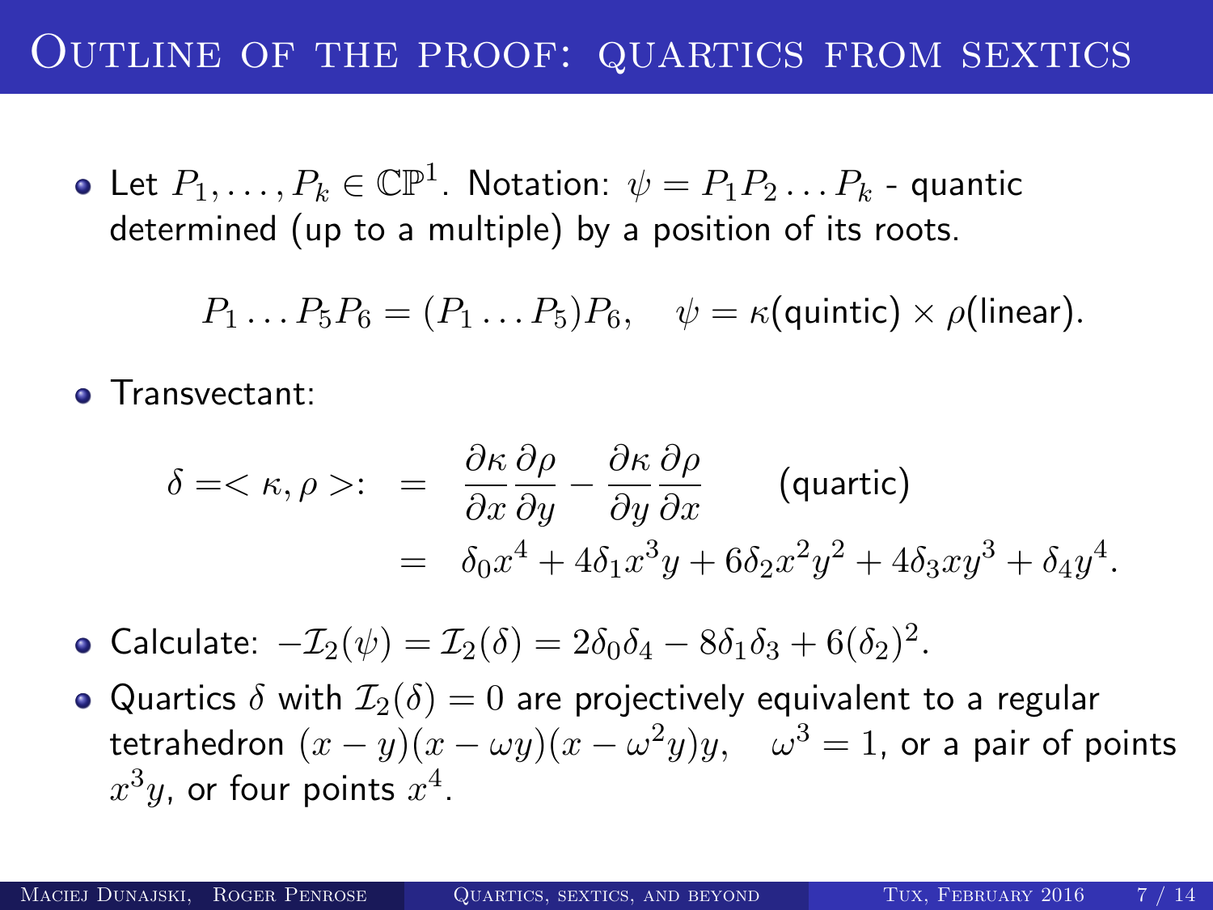# Outline of the proof: quartics from sextics

- Let $P_1, \dots, P_k \in \mathbb{CP}^1$. Notation: $\psi = P_1 P_2 \dots P_k$ - quantic determined (up to a multiple) by a position of its roots.

$$P_1 \dots P_5 P_6 = (P_1 \dots P_5) P_6, \quad \psi = \kappa(\text{quintic}) \times \rho(\text{linear}).$$

- Transvectant:

$$\begin{aligned} \delta =< \kappa, \rho >: \;&= \; \frac{\partial \kappa}{\partial x}\frac{\partial \rho}{\partial y} - \frac{\partial \kappa}{\partial y}\frac{\partial \rho}{\partial x} \qquad \text{(quartic)} \\ &= \; \delta_0 x^4 + 4\delta_1 x^3 y + 6\delta_2 x^2 y^2 + 4\delta_3 x y^3 + \delta_4 y^4. \end{aligned}$$

- Calculate: $-\mathcal{I}_2(\psi) = \mathcal{I}_2(\delta) = 2\delta_0\delta_4 - 8\delta_1\delta_3 + 6(\delta_2)^2$.
- Quartics $\delta$ with $\mathcal{I}_2(\delta) = 0$ are projectively equivalent to a regular tetrahedron $(x-y)(x-\omega y)(x-\omega^2 y)y, \quad \omega^3 = 1$, or a pair of points $x^3 y$, or four points $x^4$.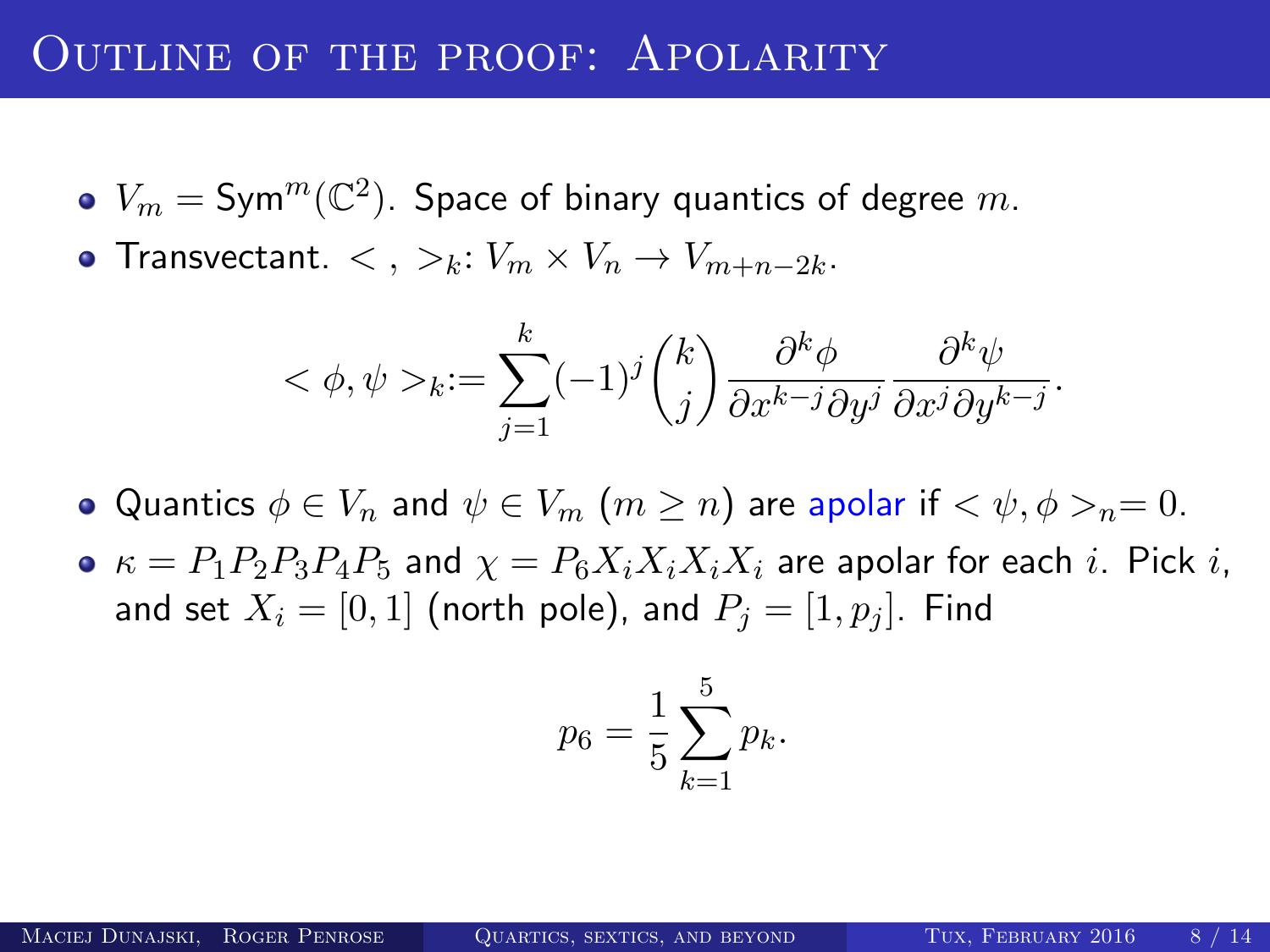# Outline of the proof: Apolarity

- $V_m = \mathsf{Sym}^m(\mathbb{C}^2)$. Space of binary quantics of degree $m$.
- Transvectant. $< \, , \, >_k$: $V_m \times V_n \to V_{m+n-2k}$.

$$< \phi, \psi >_k := \sum_{j=1}^{k} (-1)^j \binom{k}{j} \frac{\partial^k \phi}{\partial x^{k-j} \partial y^j} \frac{\partial^k \psi}{\partial x^j \partial y^{k-j}}.$$

- Quantics $\phi \in V_n$ and $\psi \in V_m$ $(m \geq n)$ are apolar if $< \psi, \phi >_n = 0$.
- $\kappa = P_1 P_2 P_3 P_4 P_5$ and $\chi = P_6 X_i X_i X_i X_i$ are apolar for each $i$. Pick $i$, and set $X_i = [0, 1]$ (north pole), and $P_j = [1, p_j]$. Find

$$p_6 = \frac{1}{5} \sum_{k=1}^{5} p_k.$$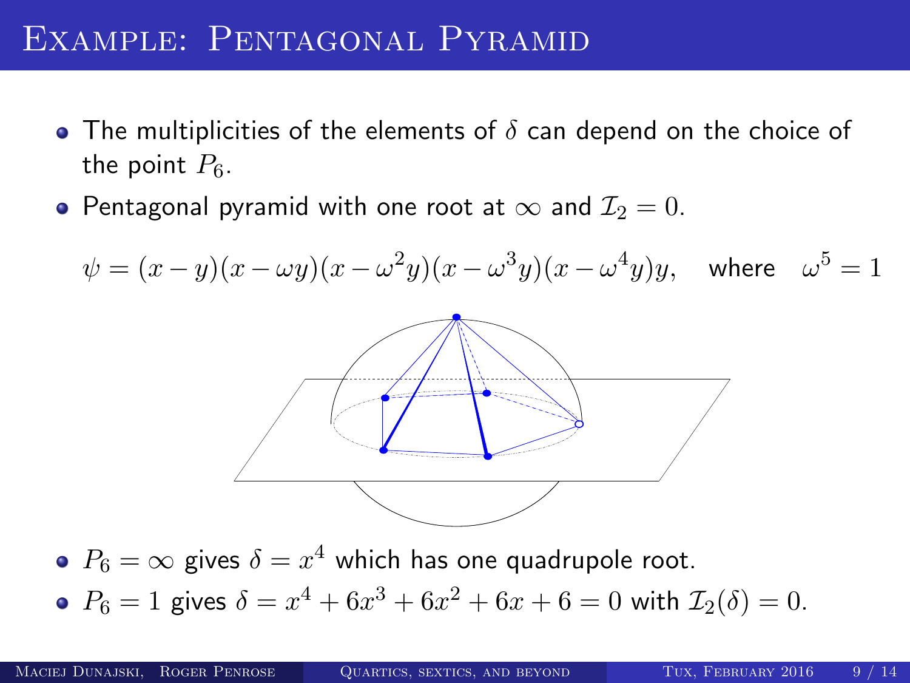# Example: Pentagonal Pyramid

- The multiplicities of the elements of $\delta$ can depend on the choice of the point $P_6$.
- Pentagonal pyramid with one root at $\infty$ and $\mathcal{I}_2 = 0$.

$$\psi = (x-y)(x-\omega y)(x-\omega^2 y)(x-\omega^3 y)(x-\omega^4 y)y, \quad \text{where} \quad \omega^5 = 1$$

- $P_6 = \infty$ gives $\delta = x^4$ which has one quadrupole root.
- $P_6 = 1$ gives $\delta = x^4 + 6x^3 + 6x^2 + 6x + 6 = 0$ with $\mathcal{I}_2(\delta) = 0$.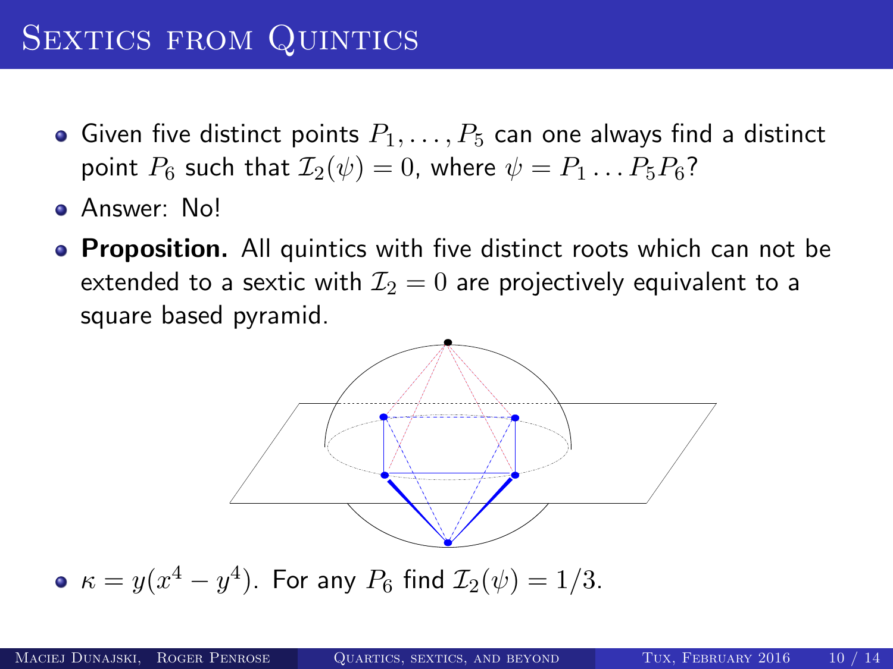# Sextics from Quintics

- Given five distinct points $P_1, \ldots, P_5$ can one always find a distinct point $P_6$ such that $\mathcal{I}_2(\psi) = 0$, where $\psi = P_1 \ldots P_5 P_6$?
- Answer: No!
- **Proposition.** All quintics with five distinct roots which can not be extended to a sextic with $\mathcal{I}_2 = 0$ are projectively equivalent to a square based pyramid.

- $\kappa = y(x^4 - y^4)$. For any $P_6$ find $\mathcal{I}_2(\psi) = 1/3$.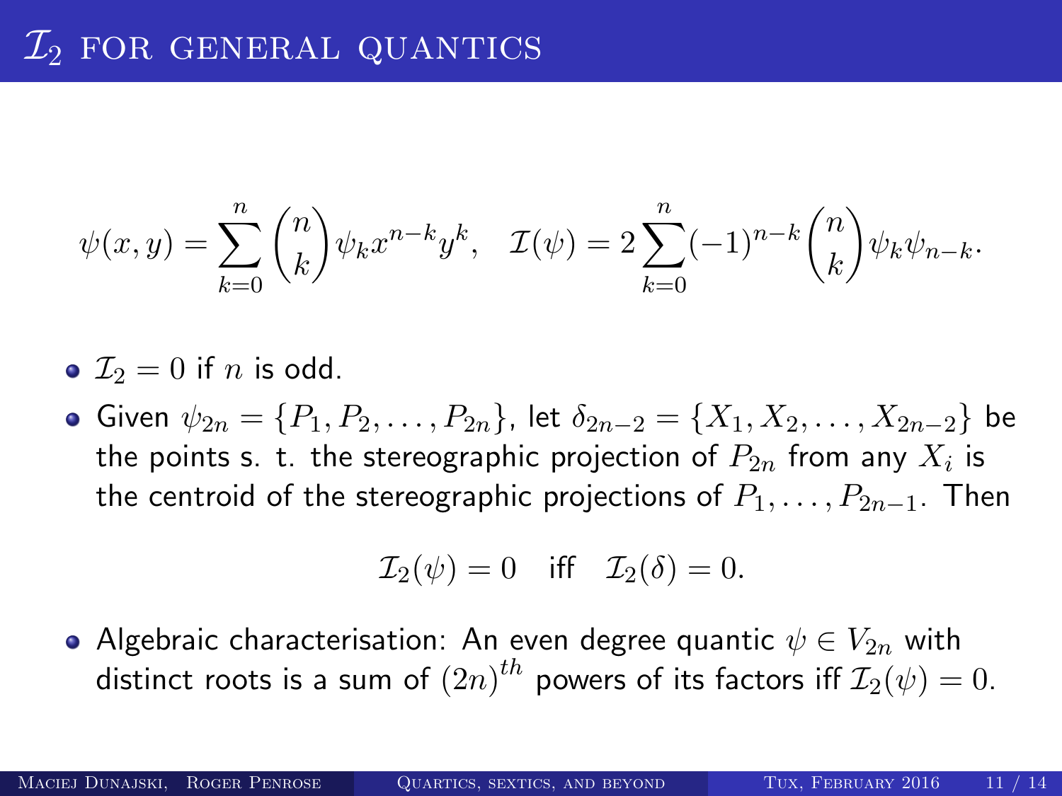# $\mathcal{I}_2$ for general quantics

$$\psi(x,y) = \sum_{k=0}^{n} \binom{n}{k} \psi_k x^{n-k} y^k, \quad \mathcal{I}(\psi) = 2\sum_{k=0}^{n} (-1)^{n-k} \binom{n}{k} \psi_k \psi_{n-k}.$$

- $\mathcal{I}_2 = 0$ if $n$ is odd.
- Given $\psi_{2n} = \{P_1, P_2, \dots, P_{2n}\}$, let $\delta_{2n-2} = \{X_1, X_2, \dots, X_{2n-2}\}$ be the points s. t. the stereographic projection of $P_{2n}$ from any $X_i$ is the centroid of the stereographic projections of $P_1, \dots, P_{2n-1}$. Then

$$\mathcal{I}_2(\psi) = 0 \quad \text{iff} \quad \mathcal{I}_2(\delta) = 0.$$

- Algebraic characterisation: An even degree quantic $\psi \in V_{2n}$ with distinct roots is a sum of $(2n)^{th}$ powers of its factors iff $\mathcal{I}_2(\psi) = 0$.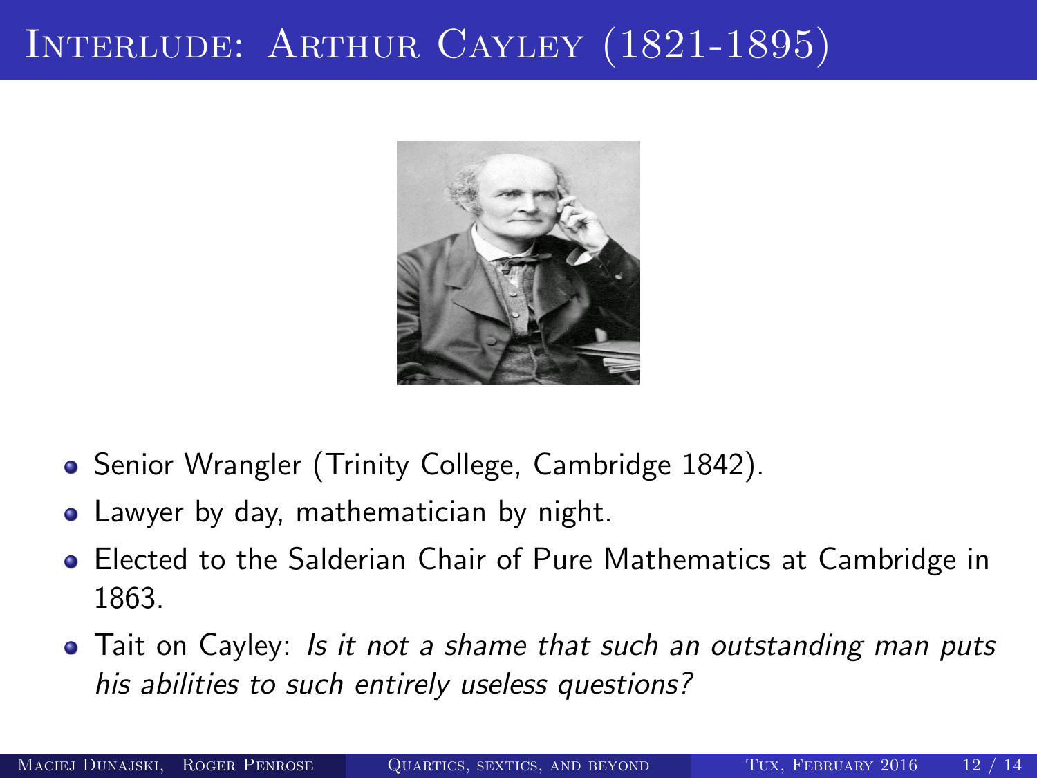# Interlude: Arthur Cayley (1821-1895)

- Senior Wrangler (Trinity College, Cambridge 1842).
- Lawyer by day, mathematician by night.
- Elected to the Salderian Chair of Pure Mathematics at Cambridge in 1863.
- Tait on Cayley: *Is it not a shame that such an outstanding man puts his abilities to such entirely useless questions?*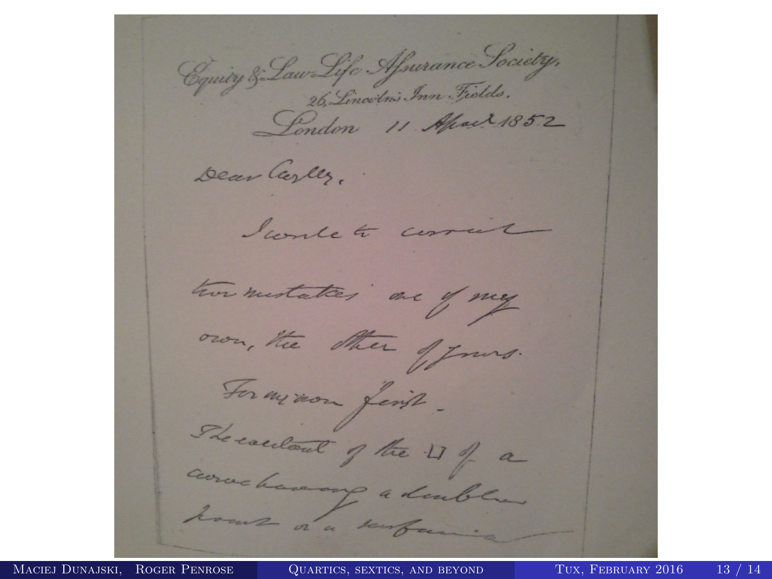Equity & Law Life Assurance Society,
26, Lincoln's Inn Fields,
London 11 April 1852

Dear Cayley,

I write to correct two mistakes one of my own, the other of yours.

For mine first.

The constant of the $\square$ of a curve having a double point or a surface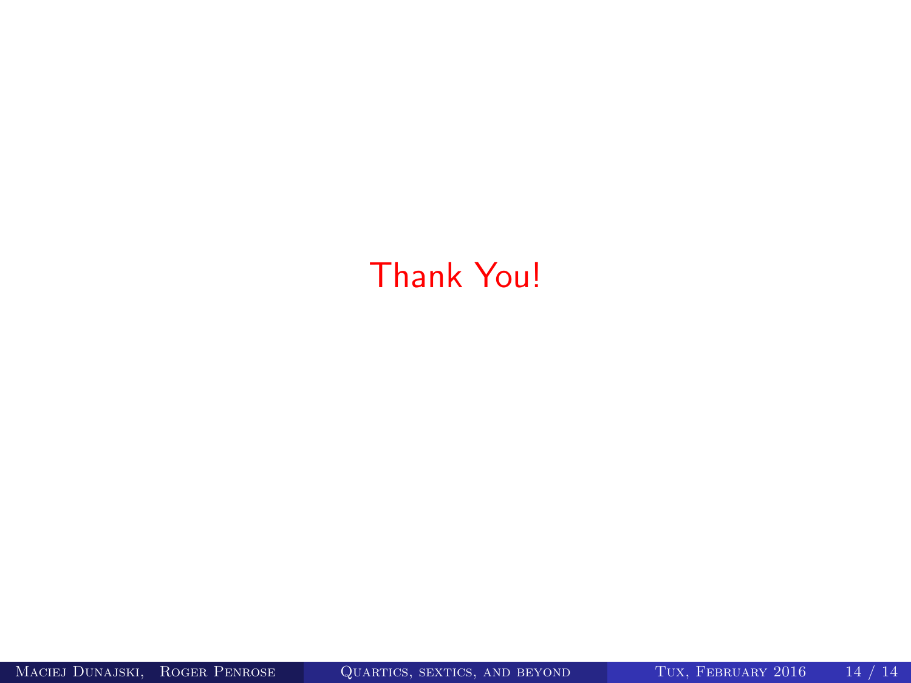Thank You!